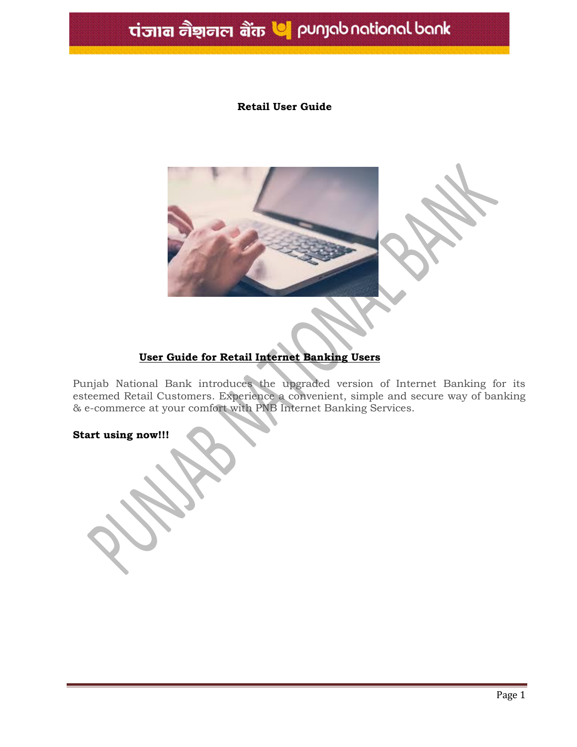# Retail User Guide

## User Guide for Retail Internet Banking Users

Punjab National Bank introduces the upgraded version of Internet Banking for its esteemed Retail Customers. Experience a convenient, simple and secure way of banking & e-commerce at your comfort with PNB Internet Banking Services.

**Start using now!!!**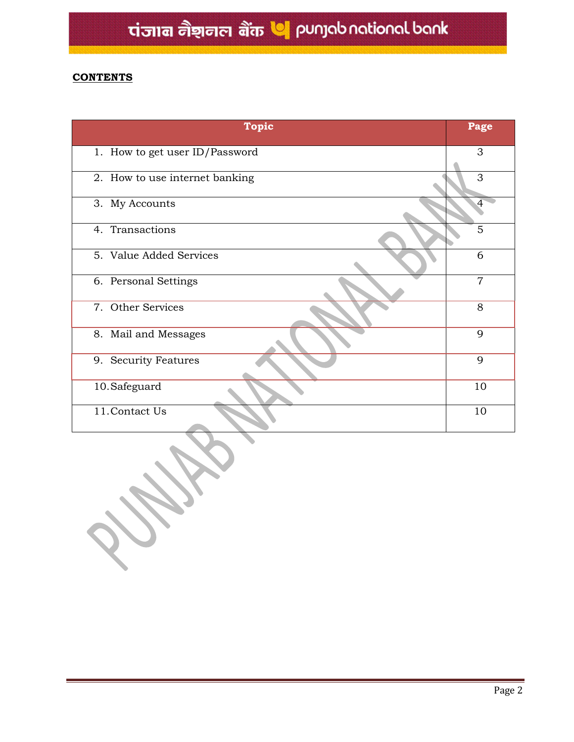**CONTENTS**

| Topic | Page |
|---|---|
| 1. How to get user ID/Password | 3 |
| 2. How to use internet banking | 3 |
| 3. My Accounts | 4 |
| 4. Transactions | 5 |
| 5. Value Added Services | 6 |
| 6. Personal Settings | 7 |
| 7. Other Services | 8 |
| 8. Mail and Messages | 9 |
| 9. Security Features | 9 |
| 10. Safeguard | 10 |
| 11. Contact Us | 10 |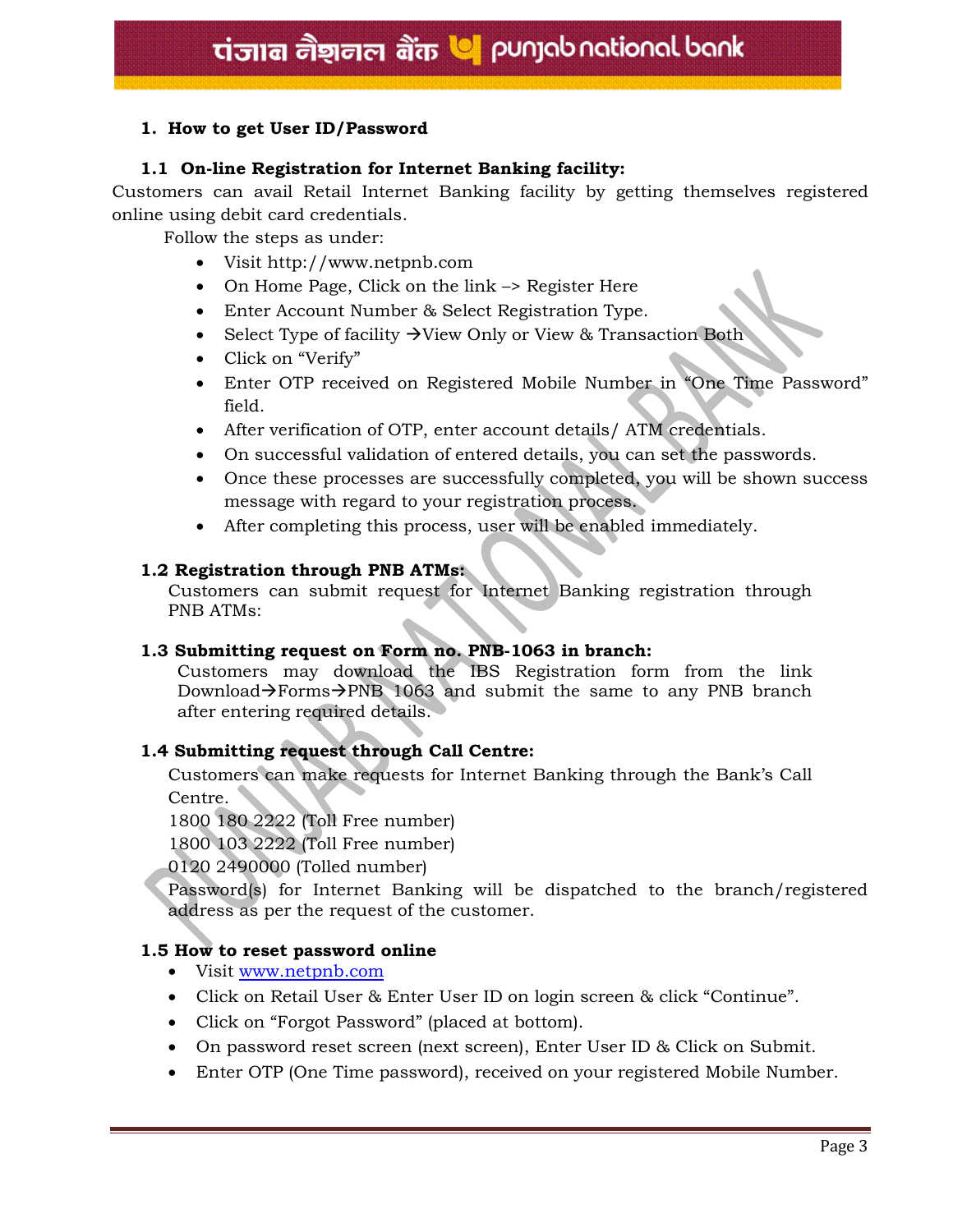## 1. How to get User ID/Password

### 1.1 On-line Registration for Internet Banking facility:

Customers can avail Retail Internet Banking facility by getting themselves registered online using debit card credentials.

Follow the steps as under:

- Visit http://www.netpnb.com
- On Home Page, Click on the link –> Register Here
- Enter Account Number & Select Registration Type.
- Select Type of facility →View Only or View & Transaction Both
- Click on "Verify"
- Enter OTP received on Registered Mobile Number in "One Time Password" field.
- After verification of OTP, enter account details/ ATM credentials.
- On successful validation of entered details, you can set the passwords.
- Once these processes are successfully completed, you will be shown success message with regard to your registration process.
- After completing this process, user will be enabled immediately.

### 1.2 Registration through PNB ATMs:

Customers can submit request for Internet Banking registration through PNB ATMs:

### 1.3 Submitting request on Form no. PNB-1063 in branch:

Customers may download the IBS Registration form from the link Download→Forms→PNB 1063 and submit the same to any PNB branch after entering required details.

### 1.4 Submitting request through Call Centre:

Customers can make requests for Internet Banking through the Bank's Call Centre.

1800 180 2222 (Toll Free number)

1800 103 2222 (Toll Free number)

0120 2490000 (Tolled number)

Password(s) for Internet Banking will be dispatched to the branch/registered address as per the request of the customer.

### 1.5 How to reset password online

- Visit www.netpnb.com
- Click on Retail User & Enter User ID on login screen & click "Continue".
- Click on "Forgot Password" (placed at bottom).
- On password reset screen (next screen), Enter User ID & Click on Submit.
- Enter OTP (One Time password), received on your registered Mobile Number.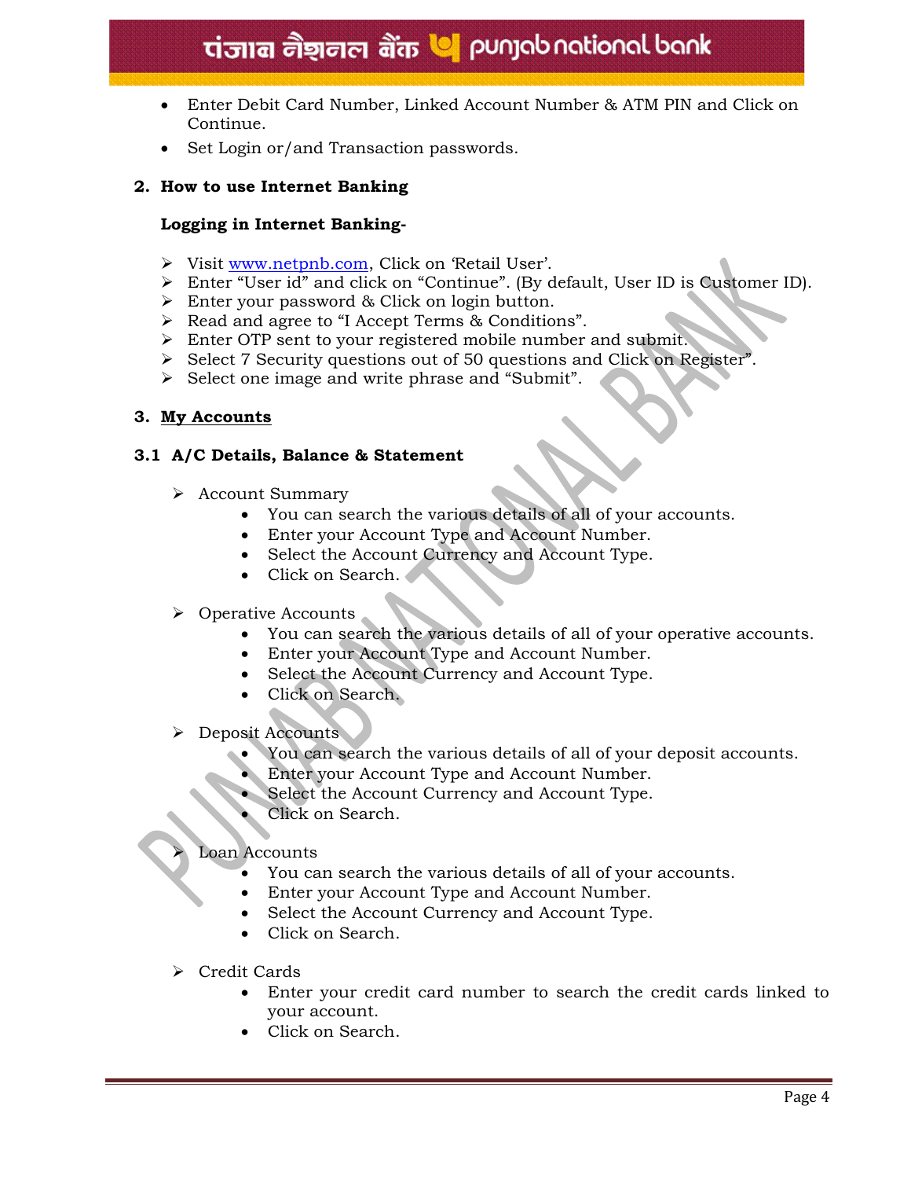- Enter Debit Card Number, Linked Account Number & ATM PIN and Click on Continue.
- Set Login or/and Transaction passwords.

## 2. How to use Internet Banking

**Logging in Internet Banking-**

- Visit [www.netpnb.com](http://www.netpnb.com), Click on 'Retail User'.
- Enter "User id" and click on "Continue". (By default, User ID is Customer ID).
- Enter your password & Click on login button.
- Read and agree to "I Accept Terms & Conditions".
- Enter OTP sent to your registered mobile number and submit.
- Select 7 Security questions out of 50 questions and Click on Register".
- Select one image and write phrase and "Submit".

## 3. My Accounts

### 3.1 A/C Details, Balance & Statement

- Account Summary
  - You can search the various details of all of your accounts.
  - Enter your Account Type and Account Number.
  - Select the Account Currency and Account Type.
  - Click on Search.

- Operative Accounts
  - You can search the various details of all of your operative accounts.
  - Enter your Account Type and Account Number.
  - Select the Account Currency and Account Type.
  - Click on Search.

- Deposit Accounts
  - You can search the various details of all of your deposit accounts.
  - Enter your Account Type and Account Number.
  - Select the Account Currency and Account Type.
  - Click on Search.

- Loan Accounts
  - You can search the various details of all of your accounts.
  - Enter your Account Type and Account Number.
  - Select the Account Currency and Account Type.
  - Click on Search.

- Credit Cards
  - Enter your credit card number to search the credit cards linked to your account.
  - Click on Search.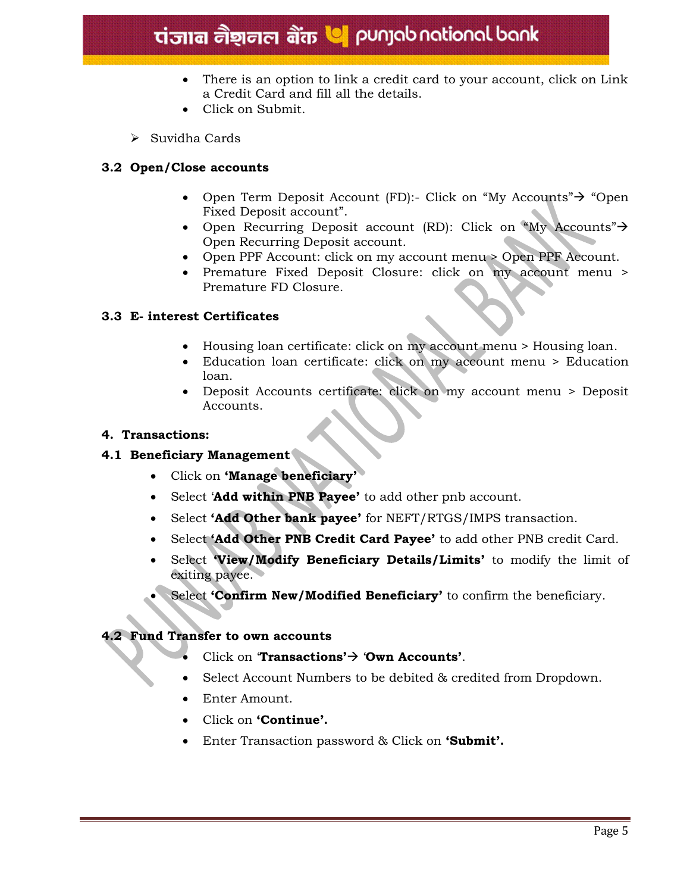- There is an option to link a credit card to your account, click on Link a Credit Card and fill all the details.
- Click on Submit.

➢ Suvidha Cards

### 3.2 Open/Close accounts

- Open Term Deposit Account (FD):- Click on “My Accounts”→ “Open Fixed Deposit account”.
- Open Recurring Deposit account (RD): Click on “My Accounts”→ Open Recurring Deposit account.
- Open PPF Account: click on my account menu > Open PPF Account.
- Premature Fixed Deposit Closure: click on my account menu > Premature FD Closure.

### 3.3 E- interest Certificates

- Housing loan certificate: click on my account menu > Housing loan.
- Education loan certificate: click on my account menu > Education loan.
- Deposit Accounts certificate: click on my account menu > Deposit Accounts.

## 4. Transactions:

### 4.1 Beneficiary Management

- Click on **‘Manage beneficiary’**
- Select ‘**Add within PNB Payee’** to add other pnb account.
- Select **‘Add Other bank payee’** for NEFT/RTGS/IMPS transaction.
- Select **‘Add Other PNB Credit Card Payee’** to add other PNB credit Card.
- Select **‘View/Modify Beneficiary Details/Limits’** to modify the limit of exiting payee.
- Select **‘Confirm New/Modified Beneficiary’** to confirm the beneficiary.

### 4.2 Fund Transfer to own accounts

- Click on ‘**Transactions’**→ ‘**Own Accounts’**.
- Select Account Numbers to be debited & credited from Dropdown.
- Enter Amount.
- Click on **‘Continue’.**
- Enter Transaction password & Click on **‘Submit’.**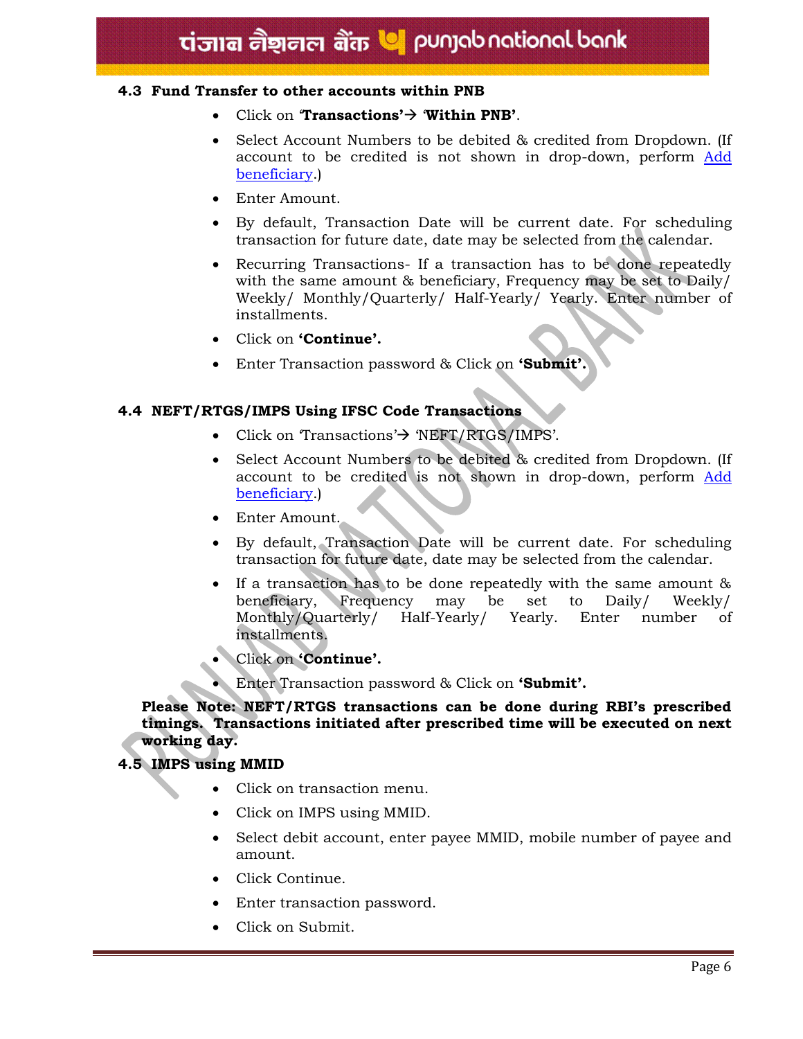### 4.3 Fund Transfer to other accounts within PNB

- Click on '**Transactions'**→ '**Within PNB'**.
- Select Account Numbers to be debited & credited from Dropdown. (If account to be credited is not shown in drop-down, perform Add beneficiary.)
- Enter Amount.
- By default, Transaction Date will be current date. For scheduling transaction for future date, date may be selected from the calendar.
- Recurring Transactions- If a transaction has to be done repeatedly with the same amount & beneficiary, Frequency may be set to Daily/ Weekly/ Monthly/Quarterly/ Half-Yearly/ Yearly. Enter number of installments.
- Click on **'Continue'.**
- Enter Transaction password & Click on **'Submit'.**

### 4.4 NEFT/RTGS/IMPS Using IFSC Code Transactions

- Click on 'Transactions'→ 'NEFT/RTGS/IMPS'.
- Select Account Numbers to be debited & credited from Dropdown. (If account to be credited is not shown in drop-down, perform Add beneficiary.)
- Enter Amount.
- By default, Transaction Date will be current date. For scheduling transaction for future date, date may be selected from the calendar.
- If a transaction has to be done repeatedly with the same amount & beneficiary, Frequency may be set to Daily/ Weekly/ Monthly/Quarterly/ Half-Yearly/ Yearly. Enter number of installments.
- Click on **'Continue'.**
- Enter Transaction password & Click on **'Submit'.**

**Please Note: NEFT/RTGS transactions can be done during RBI's prescribed timings. Transactions initiated after prescribed time will be executed on next working day.**

### 4.5 IMPS using MMID

- Click on transaction menu.
- Click on IMPS using MMID.
- Select debit account, enter payee MMID, mobile number of payee and amount.
- Click Continue.
- Enter transaction password.
- Click on Submit.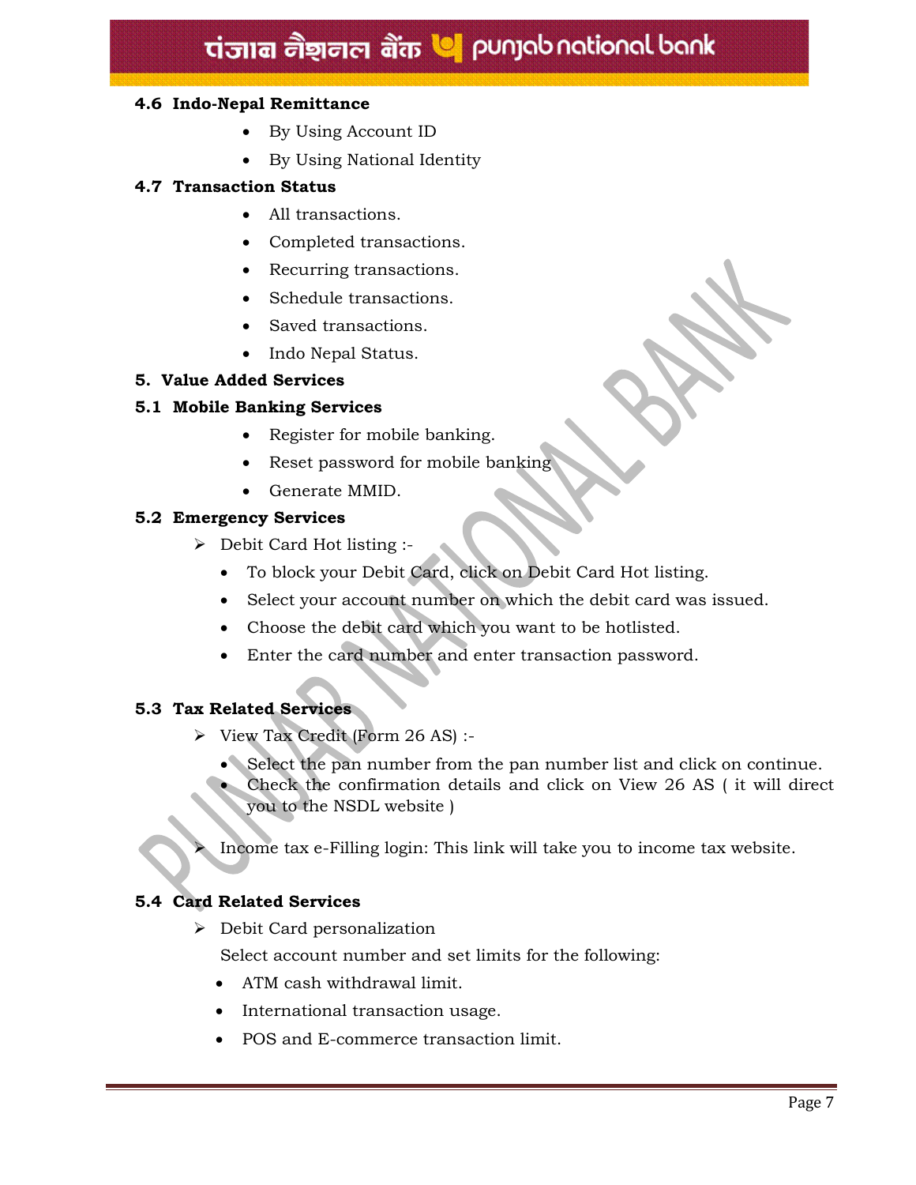### 4.6 Indo-Nepal Remittance

- By Using Account ID
- By Using National Identity

### 4.7 Transaction Status

- All transactions.
- Completed transactions.
- Recurring transactions.
- Schedule transactions.
- Saved transactions.
- Indo Nepal Status.

## 5. Value Added Services

### 5.1 Mobile Banking Services

- Register for mobile banking.
- Reset password for mobile banking
- Generate MMID.

### 5.2 Emergency Services

- Debit Card Hot listing :-
  - To block your Debit Card, click on Debit Card Hot listing.
  - Select your account number on which the debit card was issued.
  - Choose the debit card which you want to be hotlisted.
  - Enter the card number and enter transaction password.

### 5.3 Tax Related Services

- View Tax Credit (Form 26 AS) :-
  - Select the pan number from the pan number list and click on continue.
  - Check the confirmation details and click on View 26 AS ( it will direct you to the NSDL website )
- Income tax e-Filling login: This link will take you to income tax website.

### 5.4 Card Related Services

- Debit Card personalization

  Select account number and set limits for the following:

  - ATM cash withdrawal limit.
  - International transaction usage.
  - POS and E-commerce transaction limit.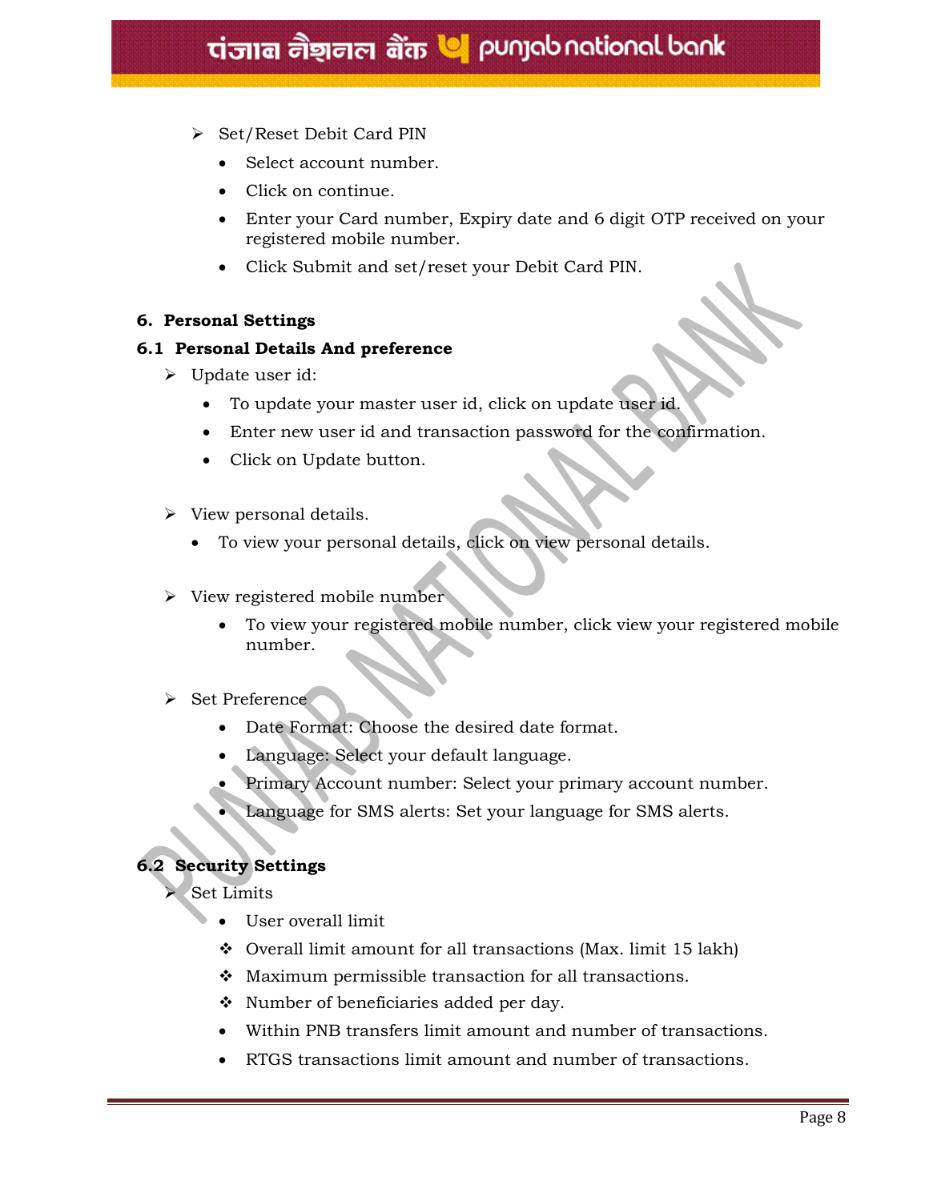- Set/Reset Debit Card PIN
  - Select account number.
  - Click on continue.
  - Enter your Card number, Expiry date and 6 digit OTP received on your registered mobile number.
  - Click Submit and set/reset your Debit Card PIN.

## 6. Personal Settings

### 6.1 Personal Details And preference

- Update user id:
  - To update your master user id, click on update user id.
  - Enter new user id and transaction password for the confirmation.
  - Click on Update button.

- View personal details.
  - To view your personal details, click on view personal details.

- View registered mobile number
  - To view your registered mobile number, click view your registered mobile number.

- Set Preference
  - Date Format: Choose the desired date format.
  - Language: Select your default language.
  - Primary Account number: Select your primary account number.
  - Language for SMS alerts: Set your language for SMS alerts.

### 6.2 Security Settings

- Set Limits
  - User overall limit
    - Overall limit amount for all transactions (Max. limit 15 lakh)
    - Maximum permissible transaction for all transactions.
    - Number of beneficiaries added per day.
  - Within PNB transfers limit amount and number of transactions.
  - RTGS transactions limit amount and number of transactions.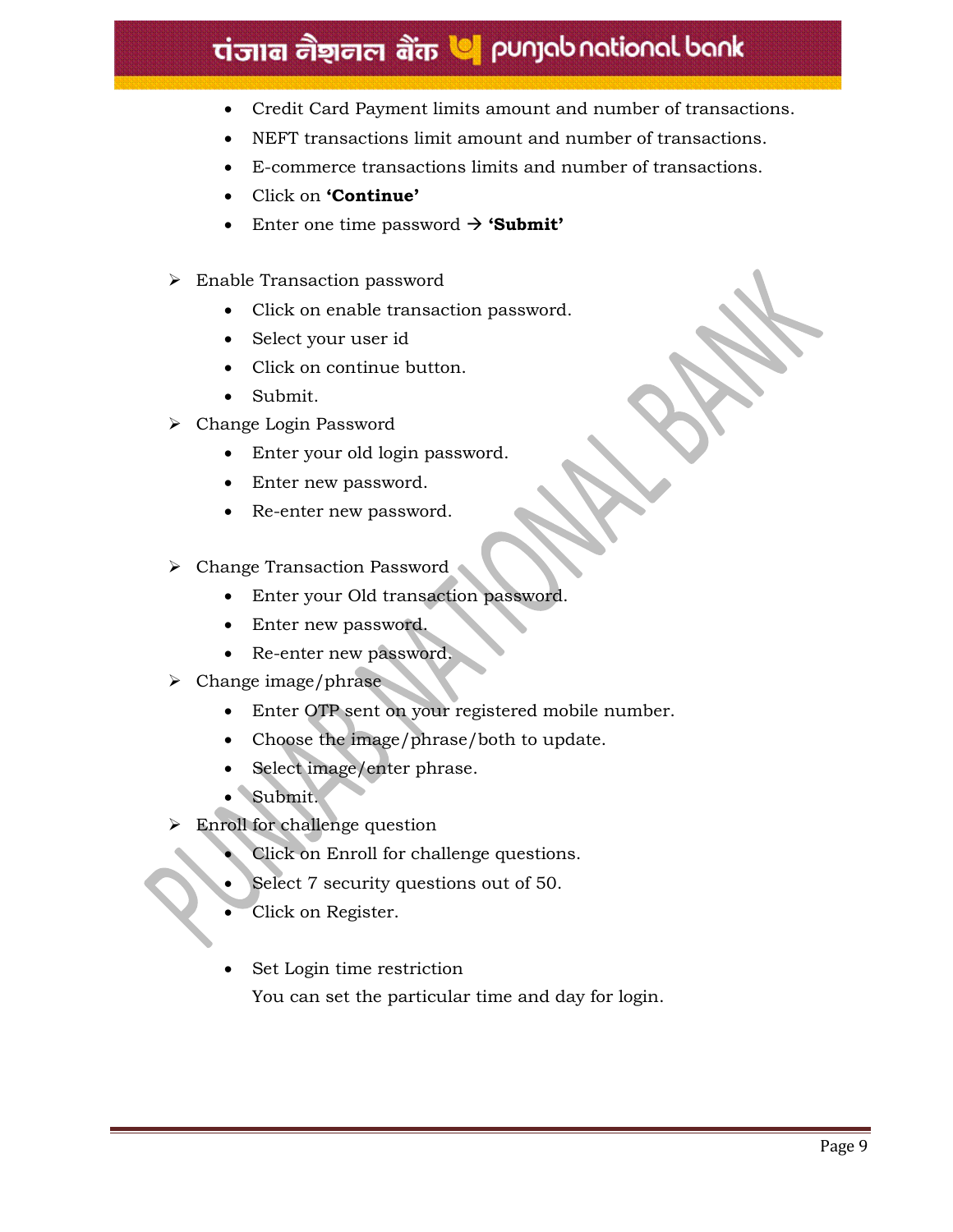- Credit Card Payment limits amount and number of transactions.
- NEFT transactions limit amount and number of transactions.
- E-commerce transactions limits and number of transactions.
- Click on **'Continue'**
- Enter one time password → **'Submit'**

➢ Enable Transaction password
  - Click on enable transaction password.
  - Select your user id
  - Click on continue button.
  - Submit.

➢ Change Login Password
  - Enter your old login password.
  - Enter new password.
  - Re-enter new password.

➢ Change Transaction Password
  - Enter your Old transaction password.
  - Enter new password.
  - Re-enter new password.

➢ Change image/phrase
  - Enter OTP sent on your registered mobile number.
  - Choose the image/phrase/both to update.
  - Select image/enter phrase.
  - Submit.

➢ Enroll for challenge question
  - Click on Enroll for challenge questions.
  - Select 7 security questions out of 50.
  - Click on Register.

  - Set Login time restriction
    You can set the particular time and day for login.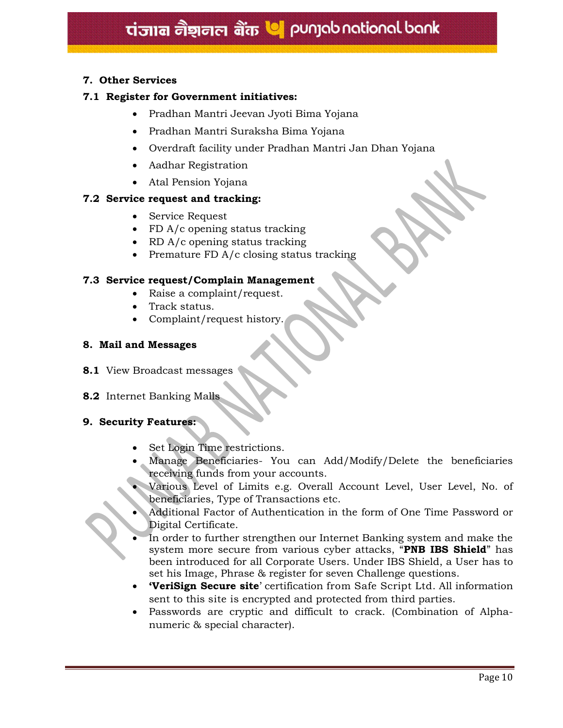## 7. Other Services

### 7.1 Register for Government initiatives:

- Pradhan Mantri Jeevan Jyoti Bima Yojana
- Pradhan Mantri Suraksha Bima Yojana
- Overdraft facility under Pradhan Mantri Jan Dhan Yojana
- Aadhar Registration
- Atal Pension Yojana

### 7.2 Service request and tracking:

- Service Request
- FD A/c opening status tracking
- RD A/c opening status tracking
- Premature FD A/c closing status tracking

### 7.3 Service request/Complain Management

- Raise a complaint/request.
- Track status.
- Complaint/request history.

## 8. Mail and Messages

**8.1** View Broadcast messages

**8.2** Internet Banking Malls

## 9. Security Features:

- Set Login Time restrictions.
- Manage Beneficiaries- You can Add/Modify/Delete the beneficiaries receiving funds from your accounts.
- Various Level of Limits e.g. Overall Account Level, User Level, No. of beneficiaries, Type of Transactions etc.
- Additional Factor of Authentication in the form of One Time Password or Digital Certificate.
- In order to further strengthen our Internet Banking system and make the system more secure from various cyber attacks, "**PNB IBS Shield**" has been introduced for all Corporate Users. Under IBS Shield, a User has to set his Image, Phrase & register for seven Challenge questions.
- '**VeriSign Secure site**' certification from Safe Script Ltd. All information sent to this site is encrypted and protected from third parties.
- Passwords are cryptic and difficult to crack. (Combination of Alpha-numeric & special character).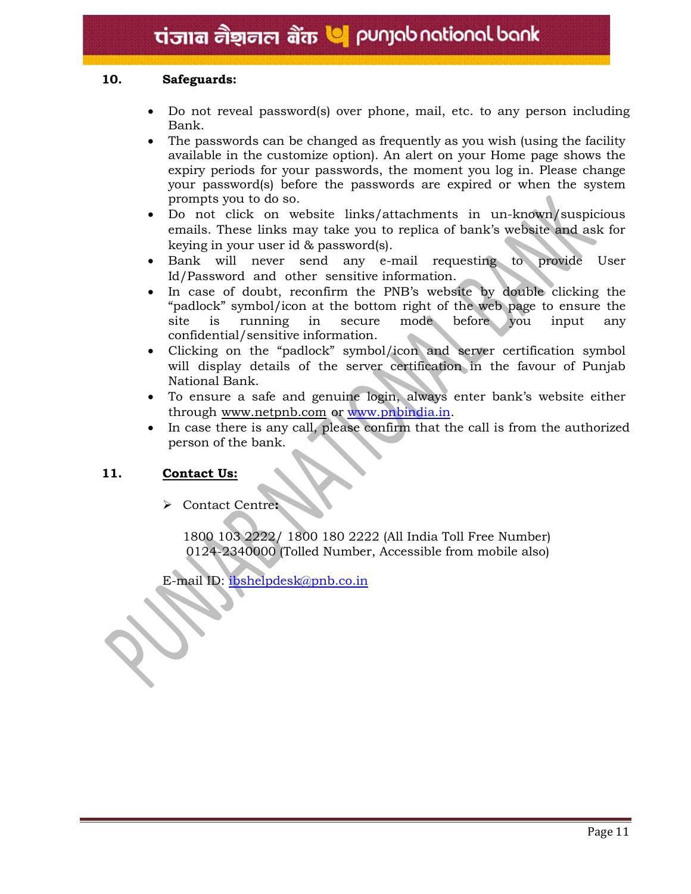## 10. Safeguards:

- Do not reveal password(s) over phone, mail, etc. to any person including Bank.
- The passwords can be changed as frequently as you wish (using the facility available in the customize option). An alert on your Home page shows the expiry periods for your passwords, the moment you log in. Please change your password(s) before the passwords are expired or when the system prompts you to do so.
- Do not click on website links/attachments in un-known/suspicious emails. These links may take you to replica of bank's website and ask for keying in your user id & password(s).
- Bank will never send any e-mail requesting to provide User Id/Password and other sensitive information.
- In case of doubt, reconfirm the PNB's website by double clicking the "padlock" symbol/icon at the bottom right of the web page to ensure the site is running in secure mode before you input any confidential/sensitive information.
- Clicking on the "padlock" symbol/icon and server certification symbol will display details of the server certification in the favour of Punjab National Bank.
- To ensure a safe and genuine login, always enter bank's website either through www.netpnb.com or www.pnbindia.in.
- In case there is any call, please confirm that the call is from the authorized person of the bank.

## 11. Contact Us:

- Contact Centre:

  1800 103 2222/ 1800 180 2222 (All India Toll Free Number)
  0124-2340000 (Tolled Number, Accessible from mobile also)

E-mail ID: ibshelpdesk@pnb.co.in